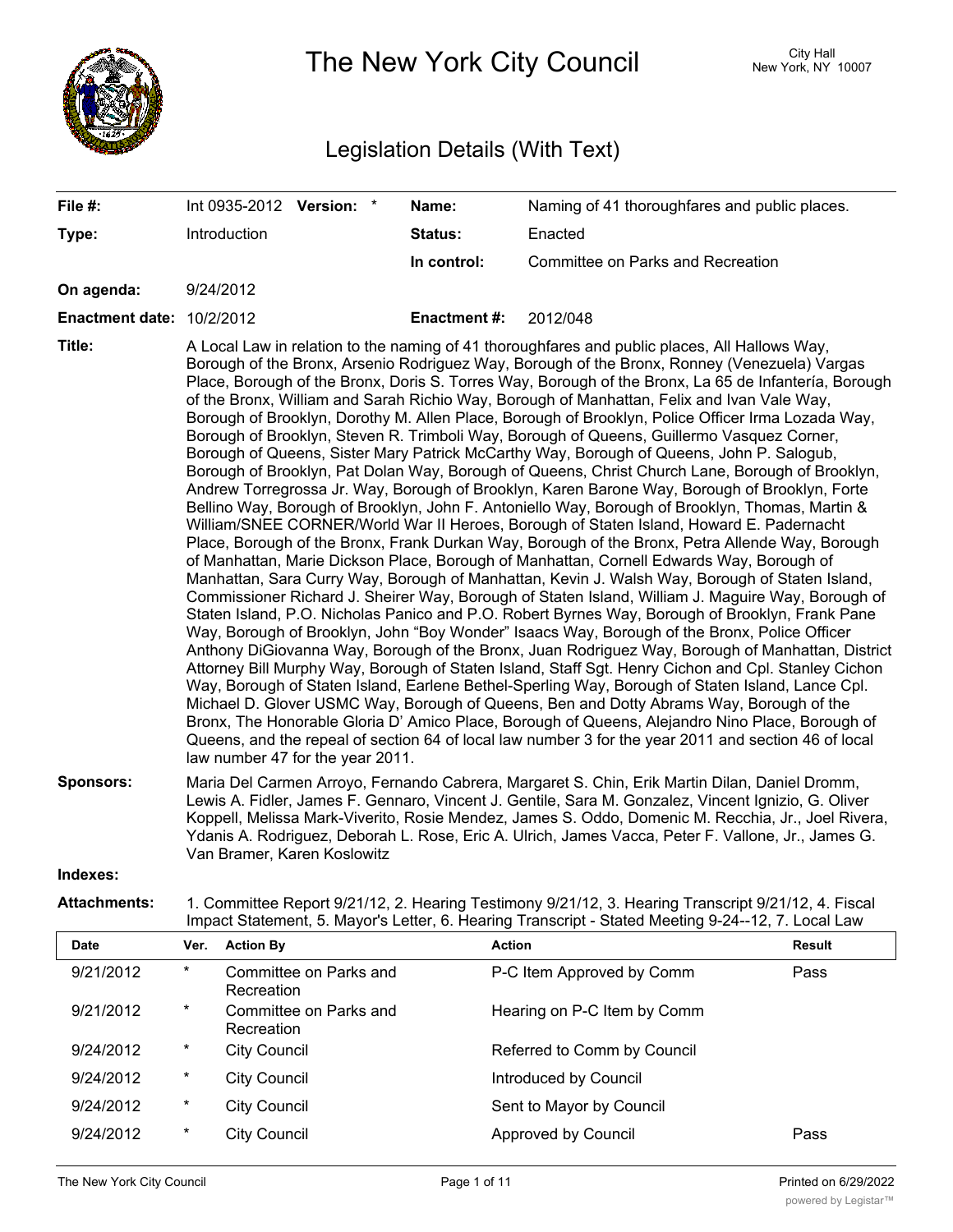# The New York City Council

City Hall
New York, NY 10007

## Legislation Details (With Text)

| | | | |
|---|---|---|---|
| **File #:** | Int 0935-2012 **Version:** * | **Name:** | Naming of 41 thoroughfares and public places. |
| **Type:** | Introduction | **Status:** | Enacted |
| | | **In control:** | Committee on Parks and Recreation |
| **On agenda:** | 9/24/2012 | | |
| **Enactment date:** | 10/2/2012 | **Enactment #:** | 2012/048 |

**Title:** A Local Law in relation to the naming of 41 thoroughfares and public places, All Hallows Way, Borough of the Bronx, Arsenio Rodriguez Way, Borough of the Bronx, Ronney (Venezuela) Vargas Place, Borough of the Bronx, Doris S. Torres Way, Borough of the Bronx, La 65 de Infantería, Borough of the Bronx, William and Sarah Richio Way, Borough of Manhattan, Felix and Ivan Vale Way, Borough of Brooklyn, Dorothy M. Allen Place, Borough of Brooklyn, Police Officer Irma Lozada Way, Borough of Brooklyn, Steven R. Trimboli Way, Borough of Queens, Guillermo Vasquez Corner, Borough of Queens, Sister Mary Patrick McCarthy Way, Borough of Queens, John P. Salogub, Borough of Brooklyn, Pat Dolan Way, Borough of Queens, Christ Church Lane, Borough of Brooklyn, Andrew Torregrossa Jr. Way, Borough of Brooklyn, Karen Barone Way, Borough of Brooklyn, Forte Bellino Way, Borough of Brooklyn, John F. Antoniello Way, Borough of Brooklyn, Thomas, Martin & William/SNEE CORNER/World War II Heroes, Borough of Staten Island, Howard E. Padernacht Place, Borough of the Bronx, Frank Durkan Way, Borough of the Bronx, Petra Allende Way, Borough of Manhattan, Marie Dickson Place, Borough of Manhattan, Cornell Edwards Way, Borough of Manhattan, Sara Curry Way, Borough of Manhattan, Kevin J. Walsh Way, Borough of Staten Island, Commissioner Richard J. Sheirer Way, Borough of Staten Island, William J. Maguire Way, Borough of Staten Island, P.O. Nicholas Panico and P.O. Robert Byrnes Way, Borough of Brooklyn, Frank Pane Way, Borough of Brooklyn, John "Boy Wonder" Isaacs Way, Borough of the Bronx, Police Officer Anthony DiGiovanna Way, Borough of the Bronx, Juan Rodriguez Way, Borough of Manhattan, District Attorney Bill Murphy Way, Borough of Staten Island, Staff Sgt. Henry Cichon and Cpl. Stanley Cichon Way, Borough of Staten Island, Earlene Bethel-Sperling Way, Borough of Staten Island, Lance Cpl. Michael D. Glover USMC Way, Borough of Queens, Ben and Dotty Abrams Way, Borough of the Bronx, The Honorable Gloria D' Amico Place, Borough of Queens, Alejandro Nino Place, Borough of Queens, and the repeal of section 64 of local law number 3 for the year 2011 and section 46 of local law number 47 for the year 2011.

**Sponsors:** Maria Del Carmen Arroyo, Fernando Cabrera, Margaret S. Chin, Erik Martin Dilan, Daniel Dromm, Lewis A. Fidler, James F. Gennaro, Vincent J. Gentile, Sara M. Gonzalez, Vincent Ignizio, G. Oliver Koppell, Melissa Mark-Viverito, Rosie Mendez, James S. Oddo, Domenic M. Recchia, Jr., Joel Rivera, Ydanis A. Rodriguez, Deborah L. Rose, Eric A. Ulrich, James Vacca, Peter F. Vallone, Jr., James G. Van Bramer, Karen Koslowitz

**Indexes:**

**Attachments:** 1. Committee Report 9/21/12, 2. Hearing Testimony 9/21/12, 3. Hearing Transcript 9/21/12, 4. Fiscal Impact Statement, 5. Mayor's Letter, 6. Hearing Transcript - Stated Meeting 9-24--12, 7. Local Law

| Date | Ver. | Action By | Action | Result |
|---|---|---|---|---|
| 9/21/2012 | * | Committee on Parks and Recreation | P-C Item Approved by Comm | Pass |
| 9/21/2012 | * | Committee on Parks and Recreation | Hearing on P-C Item by Comm | |
| 9/24/2012 | * | City Council | Referred to Comm by Council | |
| 9/24/2012 | * | City Council | Introduced by Council | |
| 9/24/2012 | * | City Council | Sent to Mayor by Council | |
| 9/24/2012 | * | City Council | Approved by Council | Pass |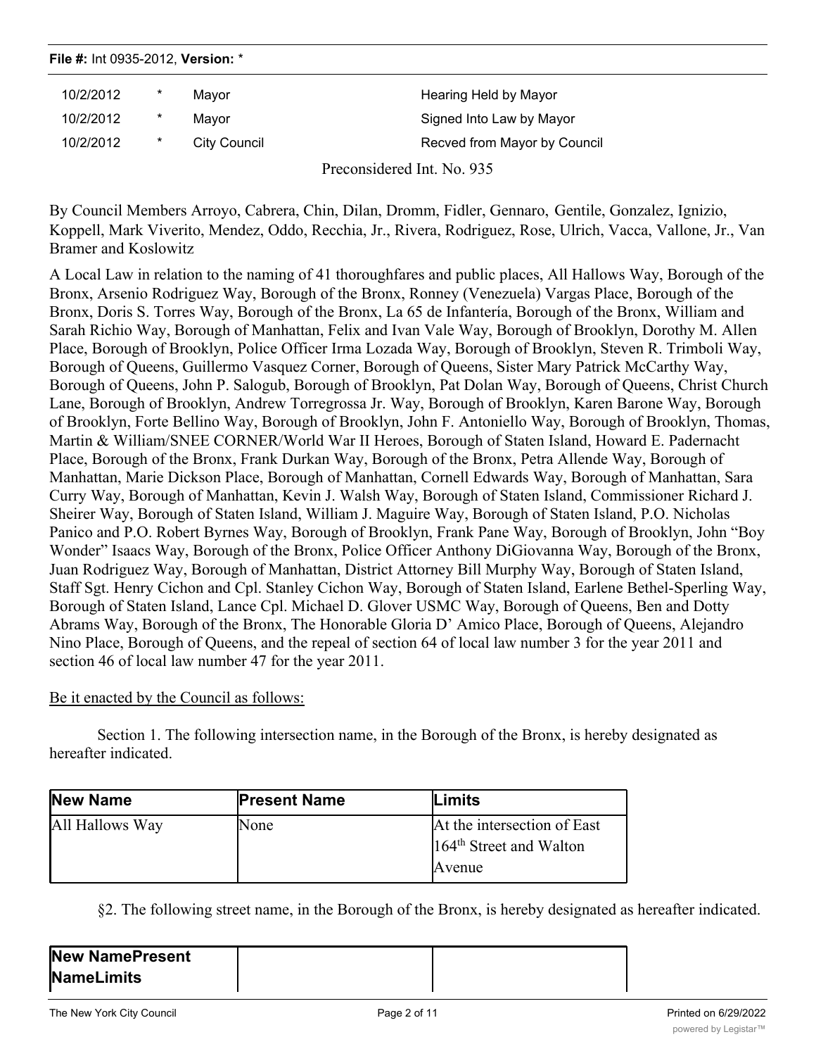| 10/2/2012 | * | Mayor | Hearing Held by Mayor |
|---|---|---|---|
| 10/2/2012 | * | Mayor | Signed Into Law by Mayor |
| 10/2/2012 | * | City Council | Recved from Mayor by Council |

Preconsidered Int. No. 935

By Council Members Arroyo, Cabrera, Chin, Dilan, Dromm, Fidler, Gennaro, Gentile, Gonzalez, Ignizio, Koppell, Mark Viverito, Mendez, Oddo, Recchia, Jr., Rivera, Rodriguez, Rose, Ulrich, Vacca, Vallone, Jr., Van Bramer and Koslowitz

A Local Law in relation to the naming of 41 thoroughfares and public places, All Hallows Way, Borough of the Bronx, Arsenio Rodriguez Way, Borough of the Bronx, Ronney (Venezuela) Vargas Place, Borough of the Bronx, Doris S. Torres Way, Borough of the Bronx, La 65 de Infantería, Borough of the Bronx, William and Sarah Richio Way, Borough of Manhattan, Felix and Ivan Vale Way, Borough of Brooklyn, Dorothy M. Allen Place, Borough of Brooklyn, Police Officer Irma Lozada Way, Borough of Brooklyn, Steven R. Trimboli Way, Borough of Queens, Guillermo Vasquez Corner, Borough of Queens, Sister Mary Patrick McCarthy Way, Borough of Queens, John P. Salogub, Borough of Brooklyn, Pat Dolan Way, Borough of Queens, Christ Church Lane, Borough of Brooklyn, Andrew Torregrossa Jr. Way, Borough of Brooklyn, Karen Barone Way, Borough of Brooklyn, Forte Bellino Way, Borough of Brooklyn, John F. Antoniello Way, Borough of Brooklyn, Thomas, Martin & William/SNEE CORNER/World War II Heroes, Borough of Staten Island, Howard E. Padernacht Place, Borough of the Bronx, Frank Durkan Way, Borough of the Bronx, Petra Allende Way, Borough of Manhattan, Marie Dickson Place, Borough of Manhattan, Cornell Edwards Way, Borough of Manhattan, Sara Curry Way, Borough of Manhattan, Kevin J. Walsh Way, Borough of Staten Island, Commissioner Richard J. Sheirer Way, Borough of Staten Island, William J. Maguire Way, Borough of Staten Island, P.O. Nicholas Panico and P.O. Robert Byrnes Way, Borough of Brooklyn, Frank Pane Way, Borough of Brooklyn, John "Boy Wonder" Isaacs Way, Borough of the Bronx, Police Officer Anthony DiGiovanna Way, Borough of the Bronx, Juan Rodriguez Way, Borough of Manhattan, District Attorney Bill Murphy Way, Borough of Staten Island, Staff Sgt. Henry Cichon and Cpl. Stanley Cichon Way, Borough of Staten Island, Earlene Bethel-Sperling Way, Borough of Staten Island, Lance Cpl. Michael D. Glover USMC Way, Borough of Queens, Ben and Dotty Abrams Way, Borough of the Bronx, The Honorable Gloria D' Amico Place, Borough of Queens, Alejandro Nino Place, Borough of Queens, and the repeal of section 64 of local law number 3 for the year 2011 and section 46 of local law number 47 for the year 2011.

Be it enacted by the Council as follows:

Section 1. The following intersection name, in the Borough of the Bronx, is hereby designated as hereafter indicated.

| New Name | Present Name | Limits |
|---|---|---|
| All Hallows Way | None | At the intersection of East 164th Street and Walton Avenue |

§2. The following street name, in the Borough of the Bronx, is hereby designated as hereafter indicated.

| New NamePresent NameLimits | | |
|---|---|---|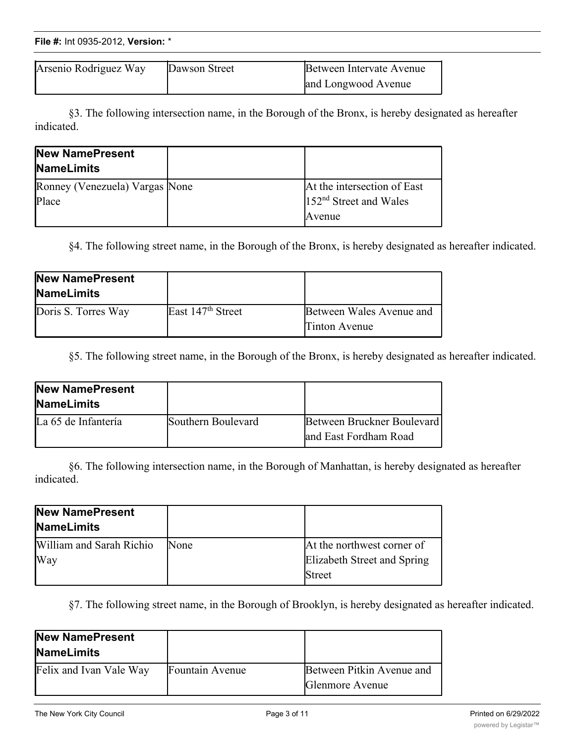| Arsenio Rodriguez Way | Dawson Street | Between Intervate Avenue and Longwood Avenue |
|---|---|---|

§3. The following intersection name, in the Borough of the Bronx, is hereby designated as hereafter indicated.

| New NamePresent NameLimits | | |
|---|---|---|
| Ronney (Venezuela) Vargas Place | None | At the intersection of East 152nd Street and Wales Avenue |

§4. The following street name, in the Borough of the Bronx, is hereby designated as hereafter indicated.

| New NamePresent NameLimits | | |
|---|---|---|
| Doris S. Torres Way | East 147th Street | Between Wales Avenue and Tinton Avenue |

§5. The following street name, in the Borough of the Bronx, is hereby designated as hereafter indicated.

| New NamePresent NameLimits | | |
|---|---|---|
| La 65 de Infantería | Southern Boulevard | Between Bruckner Boulevard and East Fordham Road |

§6. The following intersection name, in the Borough of Manhattan, is hereby designated as hereafter indicated.

| New NamePresent NameLimits | | |
|---|---|---|
| William and Sarah Richio Way | None | At the northwest corner of Elizabeth Street and Spring Street |

§7. The following street name, in the Borough of Brooklyn, is hereby designated as hereafter indicated.

| New NamePresent NameLimits | | |
|---|---|---|
| Felix and Ivan Vale Way | Fountain Avenue | Between Pitkin Avenue and Glenmore Avenue |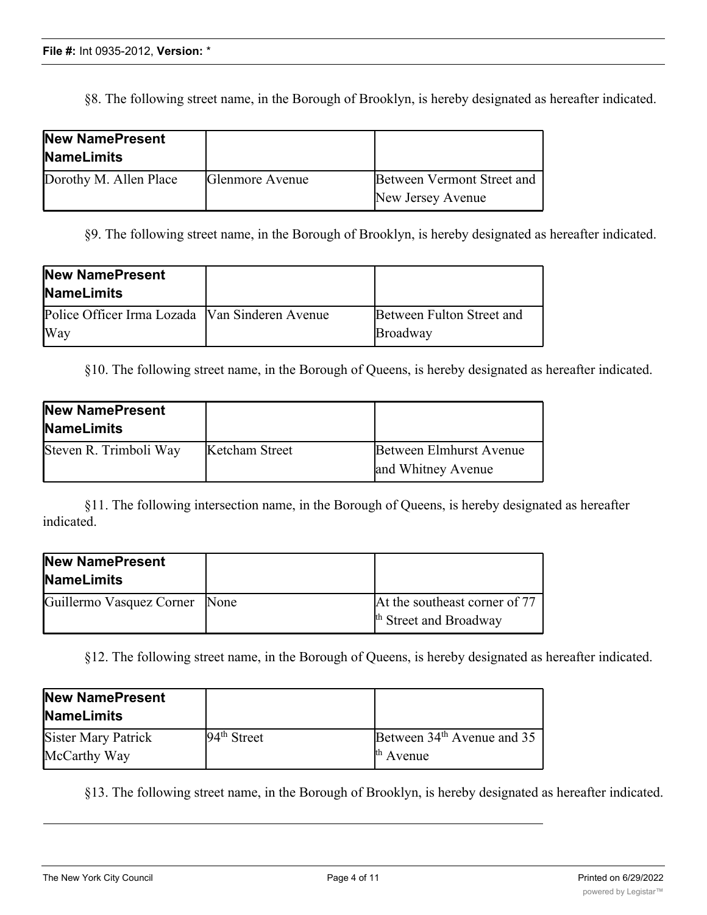§8. The following street name, in the Borough of Brooklyn, is hereby designated as hereafter indicated.

| New Name | Present Name | Limits |
|---|---|---|
| Dorothy M. Allen Place | Glenmore Avenue | Between Vermont Street and New Jersey Avenue |

§9. The following street name, in the Borough of Brooklyn, is hereby designated as hereafter indicated.

| New Name | Present Name | Limits |
|---|---|---|
| Police Officer Irma Lozada Way | Van Sinderen Avenue | Between Fulton Street and Broadway |

§10. The following street name, in the Borough of Queens, is hereby designated as hereafter indicated.

| New Name | Present Name | Limits |
|---|---|---|
| Steven R. Trimboli Way | Ketcham Street | Between Elmhurst Avenue and Whitney Avenue |

§11. The following intersection name, in the Borough of Queens, is hereby designated as hereafter indicated.

| New Name | Present Name | Limits |
|---|---|---|
| Guillermo Vasquez Corner | None | At the southeast corner of 77th Street and Broadway |

§12. The following street name, in the Borough of Queens, is hereby designated as hereafter indicated.

| New Name | Present Name | Limits |
|---|---|---|
| Sister Mary Patrick McCarthy Way | 94th Street | Between 34th Avenue and 35th Avenue |

§13. The following street name, in the Borough of Brooklyn, is hereby designated as hereafter indicated.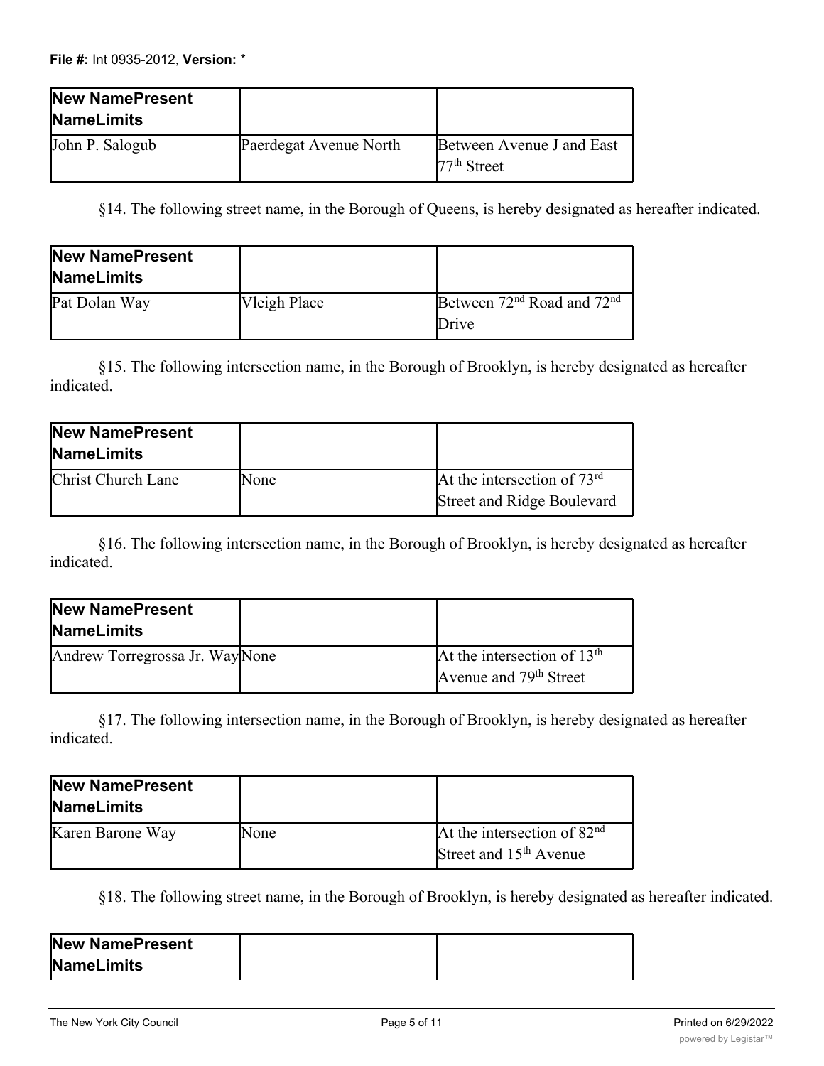| New Name | Present Name | Limits |
|---|---|---|
| John P. Salogub | Paerdegat Avenue North | Between Avenue J and East 77th Street |

§14. The following street name, in the Borough of Queens, is hereby designated as hereafter indicated.

| New Name | Present Name | Limits |
|---|---|---|
| Pat Dolan Way | Vleigh Place | Between 72nd Road and 72nd Drive |

§15. The following intersection name, in the Borough of Brooklyn, is hereby designated as hereafter indicated.

| New Name | Present Name | Limits |
|---|---|---|
| Christ Church Lane | None | At the intersection of 73rd Street and Ridge Boulevard |

§16. The following intersection name, in the Borough of Brooklyn, is hereby designated as hereafter indicated.

| New Name | Present Name | Limits |
|---|---|---|
| Andrew Torregrossa Jr. Way | None | At the intersection of 13th Avenue and 79th Street |

§17. The following intersection name, in the Borough of Brooklyn, is hereby designated as hereafter indicated.

| New Name | Present Name | Limits |
|---|---|---|
| Karen Barone Way | None | At the intersection of 82nd Street and 15th Avenue |

§18. The following street name, in the Borough of Brooklyn, is hereby designated as hereafter indicated.

| New Name | Present Name | Limits |
|---|---|---|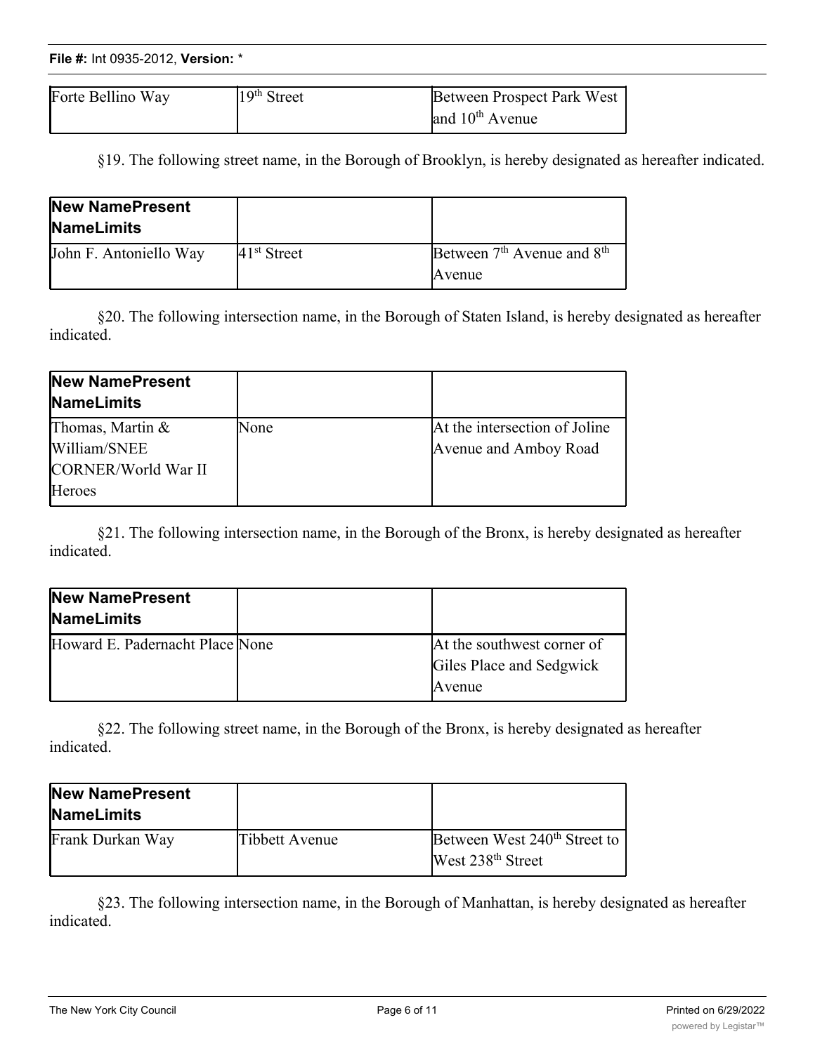| Forte Bellino Way | 19th Street | Between Prospect Park West and 10th Avenue |
|---|---|---|

§19. The following street name, in the Borough of Brooklyn, is hereby designated as hereafter indicated.

| New NamePresent NameLimits | | |
|---|---|---|
| John F. Antoniello Way | 41st Street | Between 7th Avenue and 8th Avenue |

§20. The following intersection name, in the Borough of Staten Island, is hereby designated as hereafter indicated.

| New NamePresent NameLimits | | |
|---|---|---|
| Thomas, Martin & William/SNEE CORNER/World War II Heroes | None | At the intersection of Joline Avenue and Amboy Road |

§21. The following intersection name, in the Borough of the Bronx, is hereby designated as hereafter indicated.

| New NamePresent NameLimits | | |
|---|---|---|
| Howard E. Padernacht Place | None | At the southwest corner of Giles Place and Sedgwick Avenue |

§22. The following street name, in the Borough of the Bronx, is hereby designated as hereafter indicated.

| New NamePresent NameLimits | | |
|---|---|---|
| Frank Durkan Way | Tibbett Avenue | Between West 240th Street to West 238th Street |

§23. The following intersection name, in the Borough of Manhattan, is hereby designated as hereafter indicated.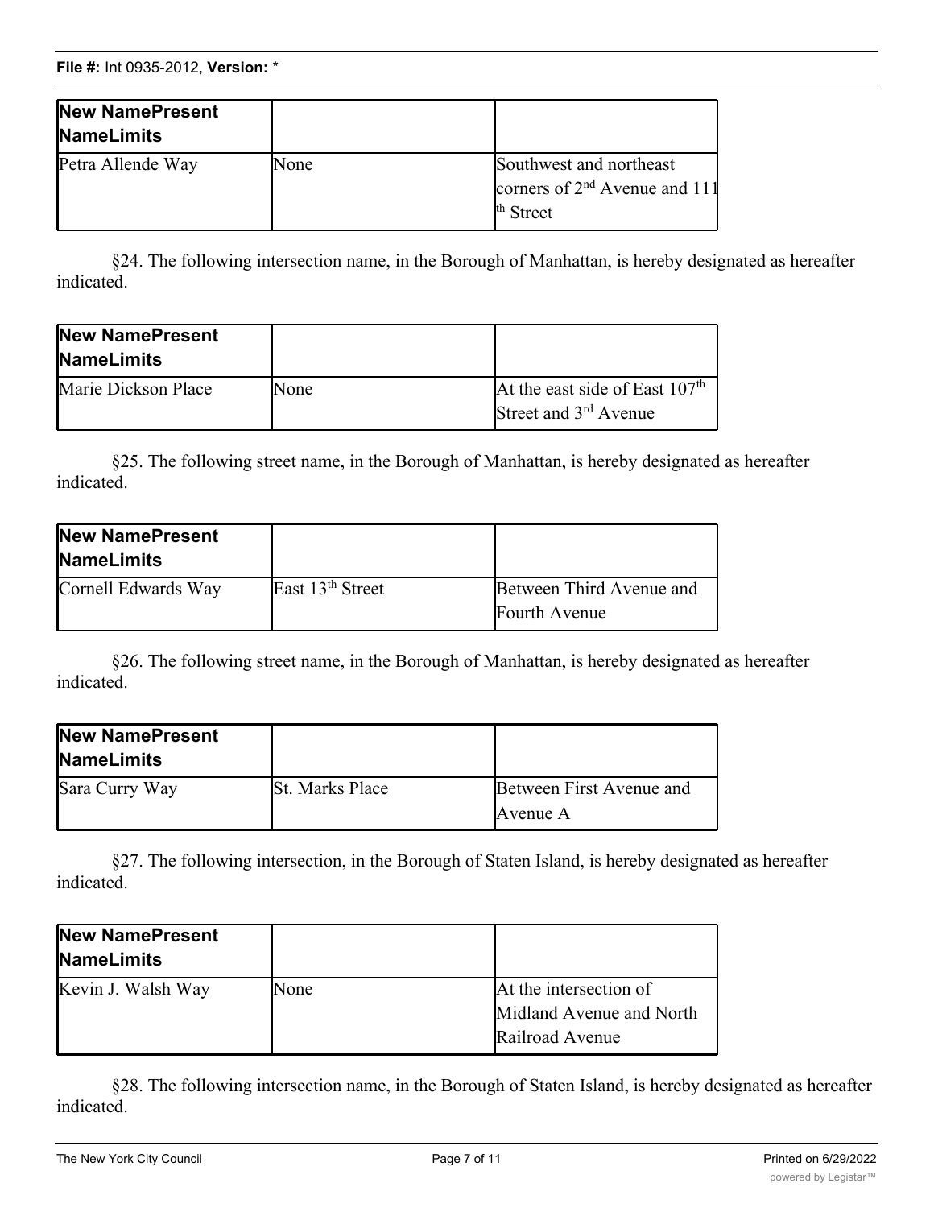| New NamePresent NameLimits | | |
|---|---|---|
| Petra Allende Way | None | Southwest and northeast corners of 2nd Avenue and 111th Street |

§24. The following intersection name, in the Borough of Manhattan, is hereby designated as hereafter indicated.

| New NamePresent NameLimits | | |
|---|---|---|
| Marie Dickson Place | None | At the east side of East 107th Street and 3rd Avenue |

§25. The following street name, in the Borough of Manhattan, is hereby designated as hereafter indicated.

| New NamePresent NameLimits | | |
|---|---|---|
| Cornell Edwards Way | East 13th Street | Between Third Avenue and Fourth Avenue |

§26. The following street name, in the Borough of Manhattan, is hereby designated as hereafter indicated.

| New NamePresent NameLimits | | |
|---|---|---|
| Sara Curry Way | St. Marks Place | Between First Avenue and Avenue A |

§27. The following intersection, in the Borough of Staten Island, is hereby designated as hereafter indicated.

| New NamePresent NameLimits | | |
|---|---|---|
| Kevin J. Walsh Way | None | At the intersection of Midland Avenue and North Railroad Avenue |

§28. The following intersection name, in the Borough of Staten Island, is hereby designated as hereafter indicated.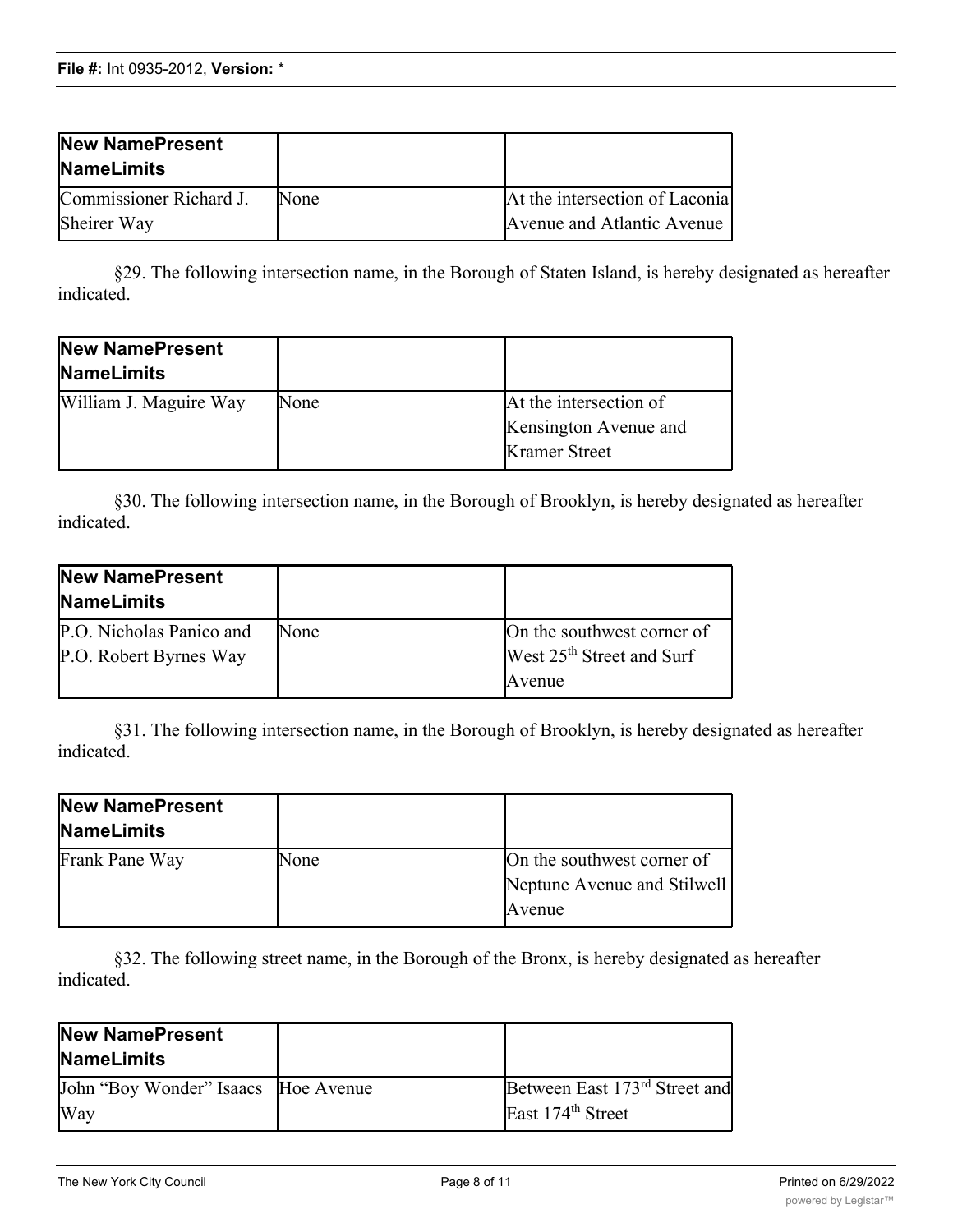| New NamePresent NameLimits | | |
|---|---|---|
| Commissioner Richard J. Sheirer Way | None | At the intersection of Laconia Avenue and Atlantic Avenue |

§29. The following intersection name, in the Borough of Staten Island, is hereby designated as hereafter indicated.

| New NamePresent NameLimits | | |
|---|---|---|
| William J. Maguire Way | None | At the intersection of Kensington Avenue and Kramer Street |

§30. The following intersection name, in the Borough of Brooklyn, is hereby designated as hereafter indicated.

| New NamePresent NameLimits | | |
|---|---|---|
| P.O. Nicholas Panico and P.O. Robert Byrnes Way | None | On the southwest corner of West 25th Street and Surf Avenue |

§31. The following intersection name, in the Borough of Brooklyn, is hereby designated as hereafter indicated.

| New NamePresent NameLimits | | |
|---|---|---|
| Frank Pane Way | None | On the southwest corner of Neptune Avenue and Stilwell Avenue |

§32. The following street name, in the Borough of the Bronx, is hereby designated as hereafter indicated.

| New NamePresent NameLimits | | |
|---|---|---|
| John "Boy Wonder" Isaacs Way | Hoe Avenue | Between East 173rd Street and East 174th Street |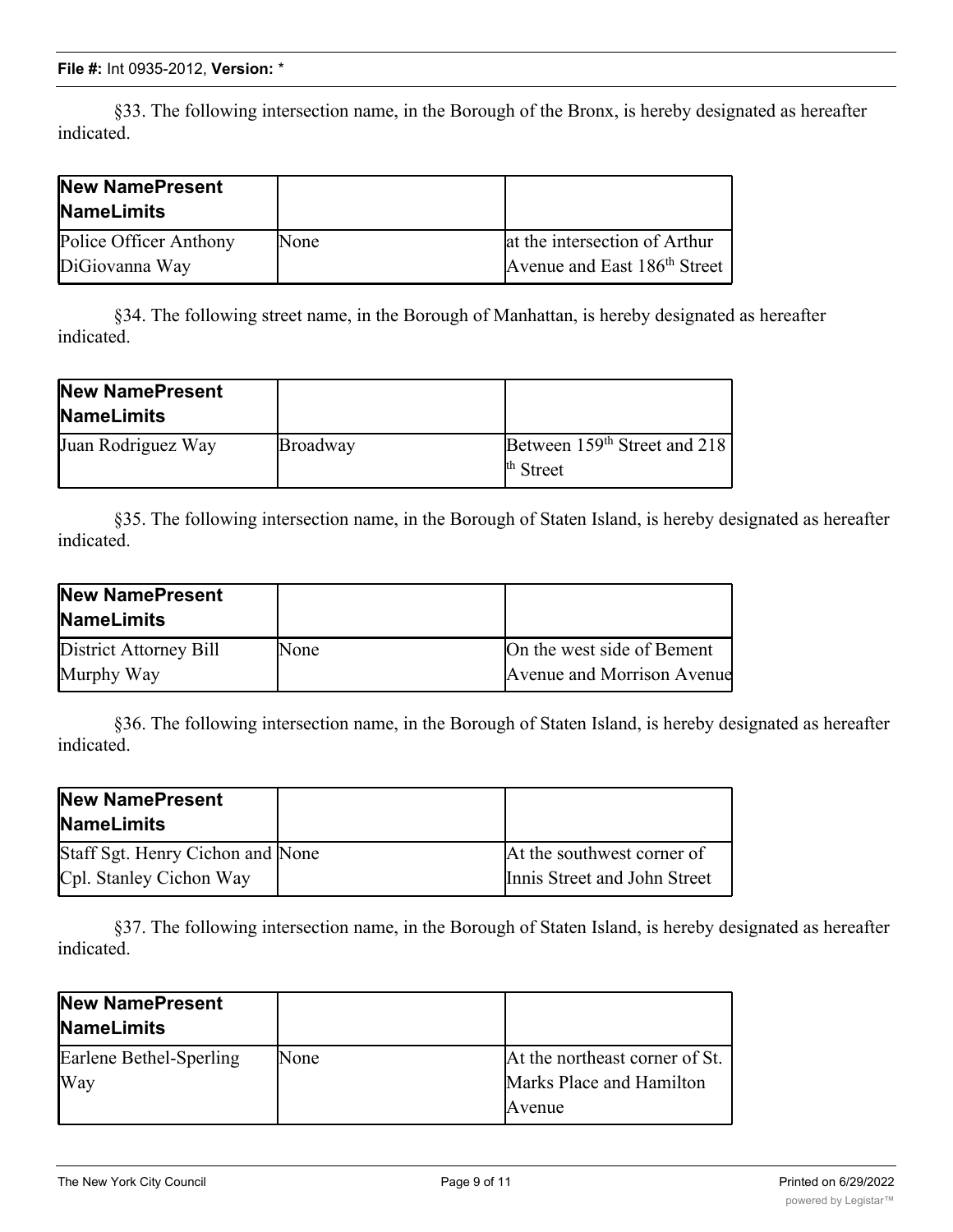§33. The following intersection name, in the Borough of the Bronx, is hereby designated as hereafter indicated.

| New NamePresent NameLimits | | |
| --- | --- | --- |
| Police Officer Anthony DiGiovanna Way | None | at the intersection of Arthur Avenue and East 186th Street |

§34. The following street name, in the Borough of Manhattan, is hereby designated as hereafter indicated.

| New NamePresent NameLimits | | |
| --- | --- | --- |
| Juan Rodriguez Way | Broadway | Between 159th Street and 218th Street |

§35. The following intersection name, in the Borough of Staten Island, is hereby designated as hereafter indicated.

| New NamePresent NameLimits | | |
| --- | --- | --- |
| District Attorney Bill Murphy Way | None | On the west side of Bement Avenue and Morrison Avenue |

§36. The following intersection name, in the Borough of Staten Island, is hereby designated as hereafter indicated.

| New NamePresent NameLimits | | |
| --- | --- | --- |
| Staff Sgt. Henry Cichon and Cpl. Stanley Cichon Way | None | At the southwest corner of Innis Street and John Street |

§37. The following intersection name, in the Borough of Staten Island, is hereby designated as hereafter indicated.

| New NamePresent NameLimits | | |
| --- | --- | --- |
| Earlene Bethel-Sperling Way | None | At the northeast corner of St. Marks Place and Hamilton Avenue |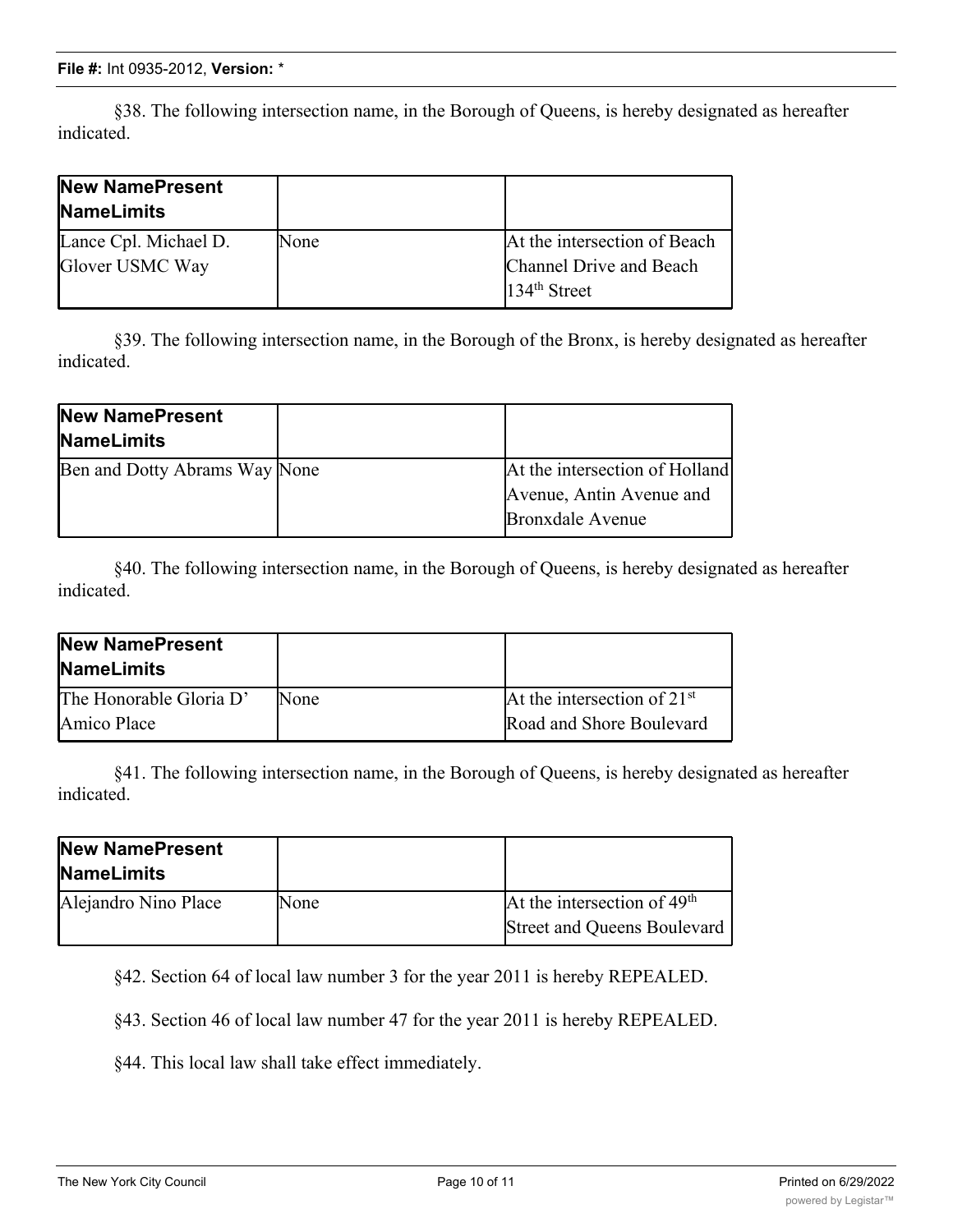§38. The following intersection name, in the Borough of Queens, is hereby designated as hereafter indicated.

| New NamePresent NameLimits | | |
| --- | --- | --- |
| Lance Cpl. Michael D. Glover USMC Way | None | At the intersection of Beach Channel Drive and Beach 134th Street |

§39. The following intersection name, in the Borough of the Bronx, is hereby designated as hereafter indicated.

| New NamePresent NameLimits | | |
| --- | --- | --- |
| Ben and Dotty Abrams Way | None | At the intersection of Holland Avenue, Antin Avenue and Bronxdale Avenue |

§40. The following intersection name, in the Borough of Queens, is hereby designated as hereafter indicated.

| New NamePresent NameLimits | | |
| --- | --- | --- |
| The Honorable Gloria D' Amico Place | None | At the intersection of 21st Road and Shore Boulevard |

§41. The following intersection name, in the Borough of Queens, is hereby designated as hereafter indicated.

| New NamePresent NameLimits | | |
| --- | --- | --- |
| Alejandro Nino Place | None | At the intersection of 49th Street and Queens Boulevard |

§42. Section 64 of local law number 3 for the year 2011 is hereby REPEALED.

§43. Section 46 of local law number 47 for the year 2011 is hereby REPEALED.

§44. This local law shall take effect immediately.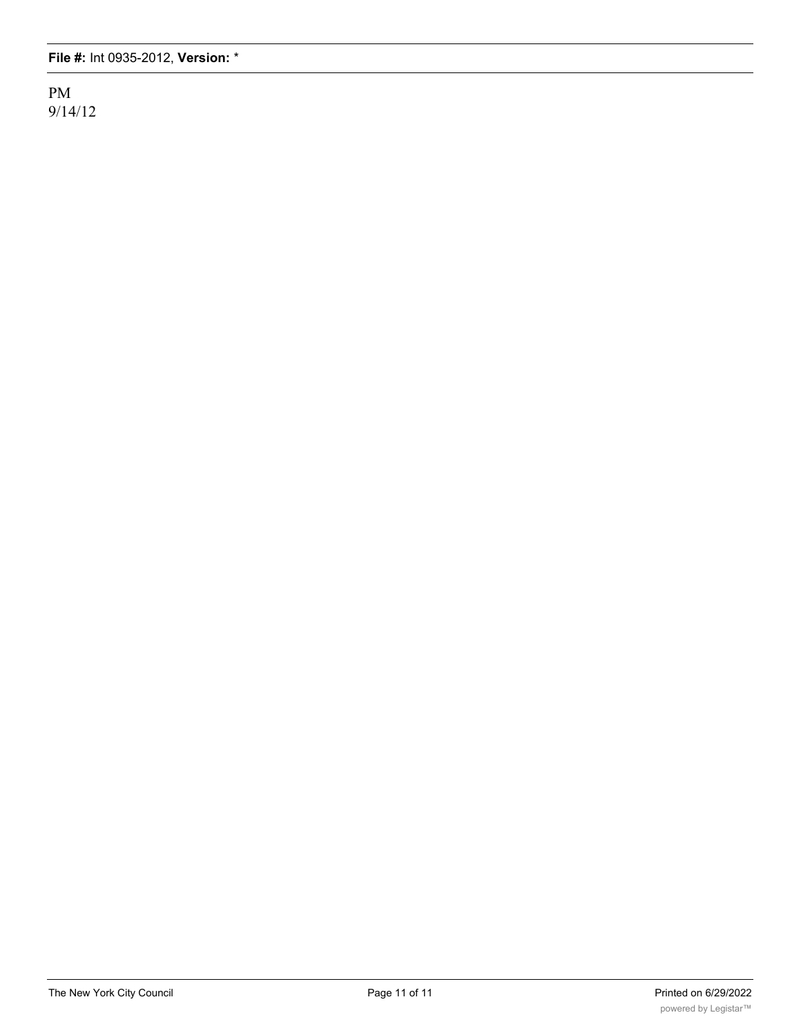PM
9/14/12